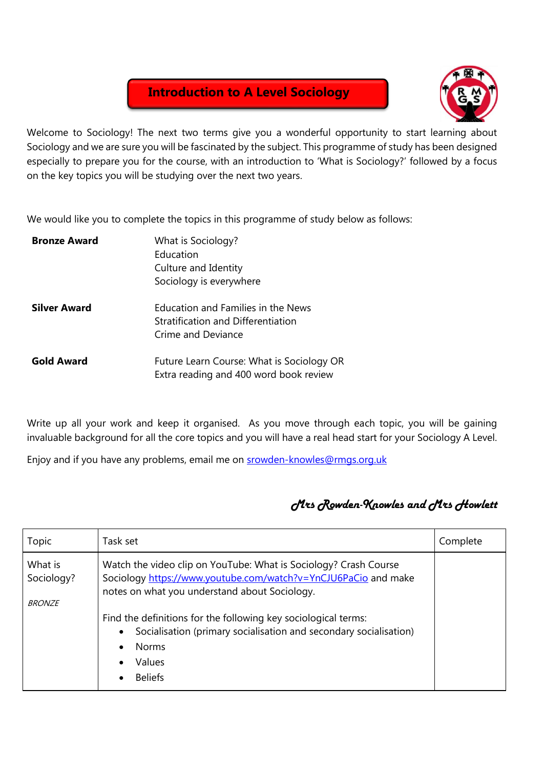# Introduction to A Level Sociology

Welcome to Sociology! The next two terms give you a wonderful opportunity to start learning about Sociology and we are sure you will be fascinated by the subject. This programme of study has been designed especially to prepare you for the course, with an introduction to 'What is Sociology?' followed by a focus on the key topics you will be studying over the next two years.

We would like you to complete the topics in this programme of study below as follows:

**Bronze Award**
What is Sociology?
Education
Culture and Identity
Sociology is everywhere

**Silver Award**
Education and Families in the News
Stratification and Differentiation
Crime and Deviance

**Gold Award**
Future Learn Course: What is Sociology OR
Extra reading and 400 word book review

Write up all your work and keep it organised. As you move through each topic, you will be gaining invaluable background for all the core topics and you will have a real head start for your Sociology A Level.

Enjoy and if you have any problems, email me on srowden-knowles@rmgs.org.uk

*Mrs Rowden-Knowles and Mrs Howlett*

| Topic | Task set | Complete |
| --- | --- | --- |
| What is Sociology?<br><br>*BRONZE* | Watch the video clip on YouTube: What is Sociology? Crash Course Sociology https://www.youtube.com/watch?v=YnCJU6PaCio and make notes on what you understand about Sociology.<br><br>Find the definitions for the following key sociological terms:<br>• Socialisation (primary socialisation and secondary socialisation)<br>• Norms<br>• Values<br>• Beliefs | |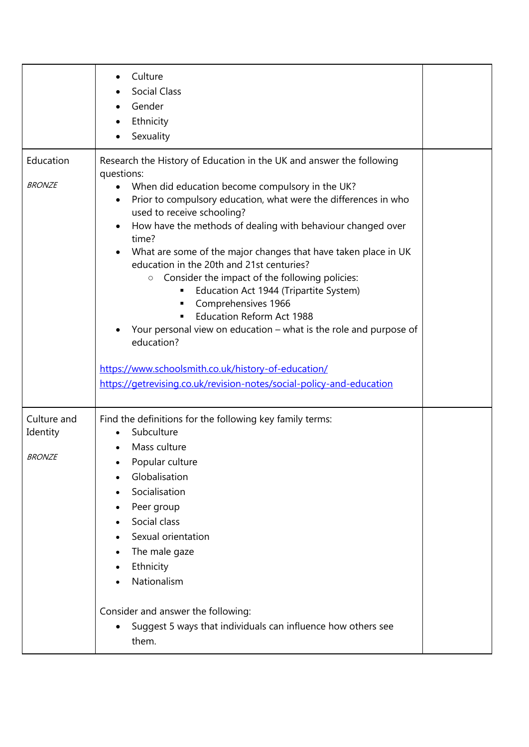| | | |
|---|---|---|
| | <ul><li>Culture</li><li>Social Class</li><li>Gender</li><li>Ethnicity</li><li>Sexuality</li></ul> | |
| Education<br><br>*BRONZE* | Research the History of Education in the UK and answer the following questions:<ul><li>When did education become compulsory in the UK?</li><li>Prior to compulsory education, what were the differences in who used to receive schooling?</li><li>How have the methods of dealing with behaviour changed over time?</li><li>What are some of the major changes that have taken place in UK education in the 20th and 21st centuries?<ul><li>Consider the impact of the following policies:<ul><li>Education Act 1944 (Tripartite System)</li><li>Comprehensives 1966</li><li>Education Reform Act 1988</li></ul></li></ul></li><li>Your personal view on education – what is the role and purpose of education?</li></ul>https://www.schoolsmith.co.uk/history-of-education/<br>https://getrevising.co.uk/revision-notes/social-policy-and-education | |
| Culture and Identity<br><br>*BRONZE* | Find the definitions for the following key family terms:<ul><li>Subculture</li><li>Mass culture</li><li>Popular culture</li><li>Globalisation</li><li>Socialisation</li><li>Peer group</li><li>Social class</li><li>Sexual orientation</li><li>The male gaze</li><li>Ethnicity</li><li>Nationalism</li></ul>Consider and answer the following:<ul><li>Suggest 5 ways that individuals can influence how others see them.</li></ul> | |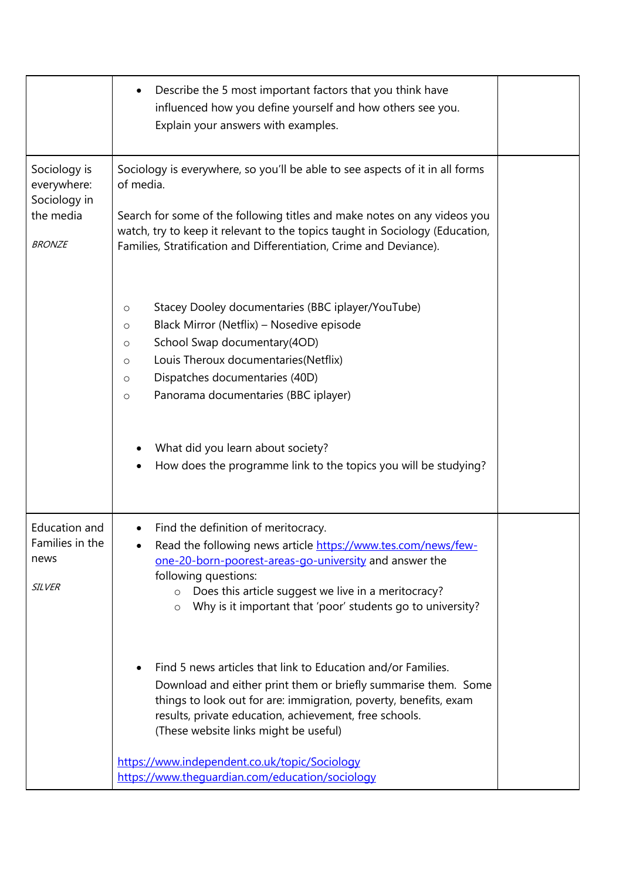| | | |
|---|---|---|
| | • Describe the 5 most important factors that you think have influenced how you define yourself and how others see you. Explain your answers with examples. | |
| Sociology is everywhere: Sociology in the media<br><br>*BRONZE* | Sociology is everywhere, so you'll be able to see aspects of it in all forms of media.<br><br>Search for some of the following titles and make notes on any videos you watch, try to keep it relevant to the topics taught in Sociology (Education, Families, Stratification and Differentiation, Crime and Deviance).<br><br>○ Stacey Dooley documentaries (BBC iplayer/YouTube)<br>○ Black Mirror (Netflix) – Nosedive episode<br>○ School Swap documentary(4OD)<br>○ Louis Theroux documentaries(Netflix)<br>○ Dispatches documentaries (40D)<br>○ Panorama documentaries (BBC iplayer)<br><br>• What did you learn about society?<br>• How does the programme link to the topics you will be studying? | |
| Education and Families in the news<br><br>*SILVER* | • Find the definition of meritocracy.<br>• Read the following news article [https://www.tes.com/news/few-one-20-born-poorest-areas-go-university](https://www.tes.com/news/few-one-20-born-poorest-areas-go-university) and answer the following questions:<br>  ○ Does this article suggest we live in a meritocracy?<br>  ○ Why is it important that 'poor' students go to university?<br><br>• Find 5 news articles that link to Education and/or Families. Download and either print them or briefly summarise them. Some things to look out for are: immigration, poverty, benefits, exam results, private education, achievement, free schools. (These website links might be useful)<br><br>[https://www.independent.co.uk/topic/Sociology](https://www.independent.co.uk/topic/Sociology)<br>[https://www.theguardian.com/education/sociology](https://www.theguardian.com/education/sociology) | |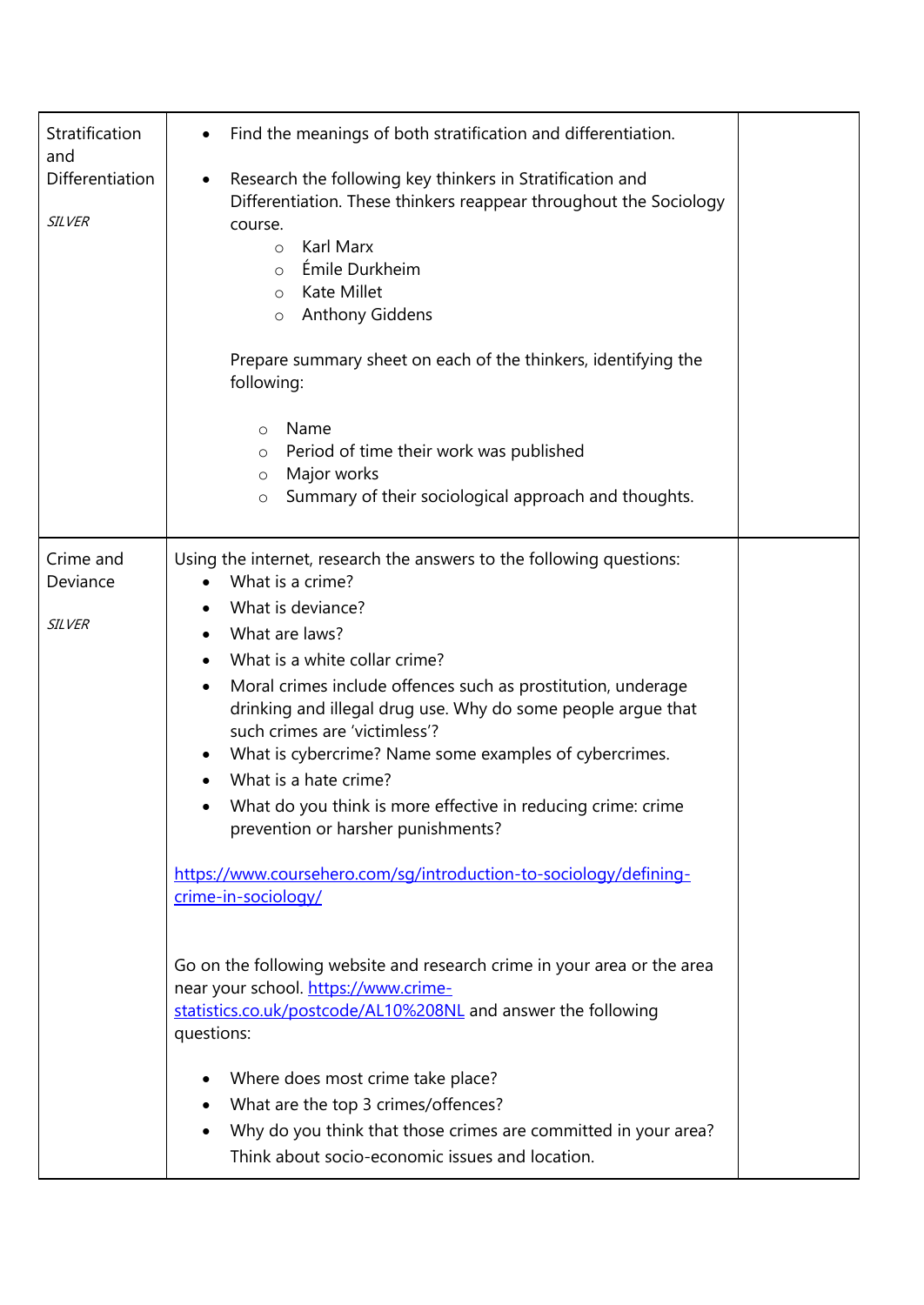| Stratification and Differentiation<br><br>*SILVER* | • Find the meanings of both stratification and differentiation.<br><br>• Research the following key thinkers in Stratification and Differentiation. These thinkers reappear throughout the Sociology course.<br>  ○ Karl Marx<br>  ○ Émile Durkheim<br>  ○ Kate Millet<br>  ○ Anthony Giddens<br><br>Prepare summary sheet on each of the thinkers, identifying the following:<br><br>  ○ Name<br>  ○ Period of time their work was published<br>  ○ Major works<br>  ○ Summary of their sociological approach and thoughts. | |
|---|---|---|
| Crime and Deviance<br><br>*SILVER* | Using the internet, research the answers to the following questions:<br>• What is a crime?<br>• What is deviance?<br>• What are laws?<br>• What is a white collar crime?<br>• Moral crimes include offences such as prostitution, underage drinking and illegal drug use. Why do some people argue that such crimes are 'victimless'?<br>• What is cybercrime? Name some examples of cybercrimes.<br>• What is a hate crime?<br>• What do you think is more effective in reducing crime: crime prevention or harsher punishments?<br><br>https://www.coursehero.com/sg/introduction-to-sociology/defining-crime-in-sociology/<br><br>Go on the following website and research crime in your area or the area near your school. https://www.crime-statistics.co.uk/postcode/AL10%208NL and answer the following questions:<br><br>• Where does most crime take place?<br>• What are the top 3 crimes/offences?<br>• Why do you think that those crimes are committed in your area? Think about socio-economic issues and location. | |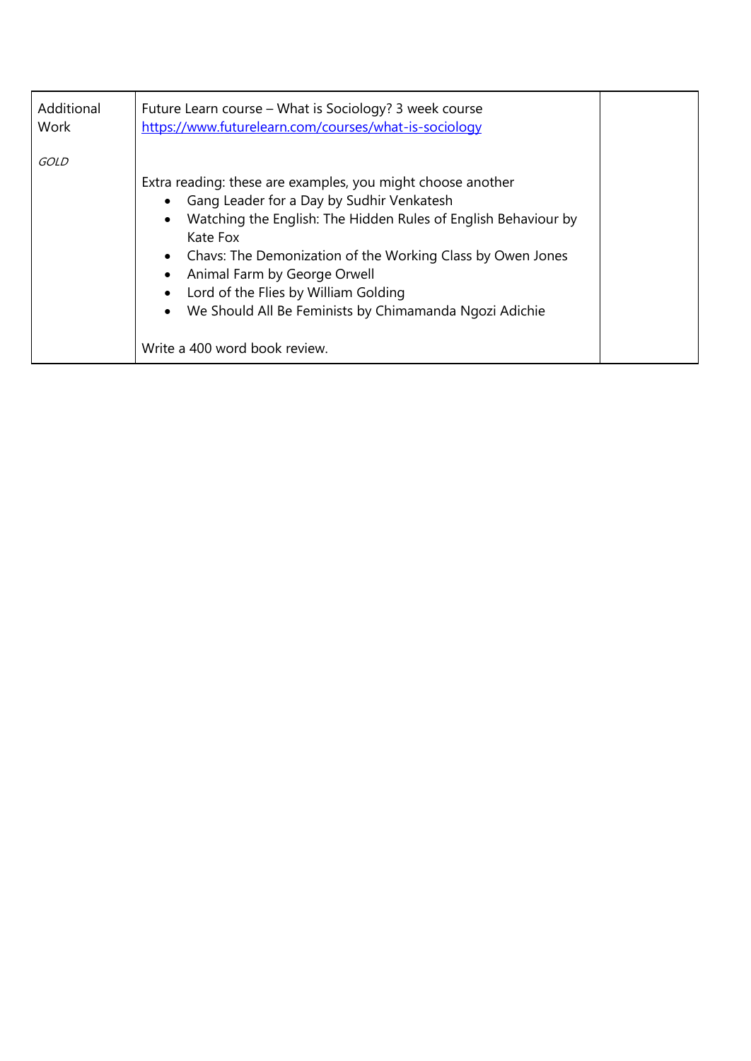| | | |
|---|---|---|
| Additional Work<br><br>*GOLD* | Future Learn course – What is Sociology? 3 week course<br>[https://www.futurelearn.com/courses/what-is-sociology](https://www.futurelearn.com/courses/what-is-sociology)<br><br>Extra reading: these are examples, you might choose another<br>• Gang Leader for a Day by Sudhir Venkatesh<br>• Watching the English: The Hidden Rules of English Behaviour by Kate Fox<br>• Chavs: The Demonization of the Working Class by Owen Jones<br>• Animal Farm by George Orwell<br>• Lord of the Flies by William Golding<br>• We Should All Be Feminists by Chimamanda Ngozi Adichie<br><br>Write a 400 word book review. | |